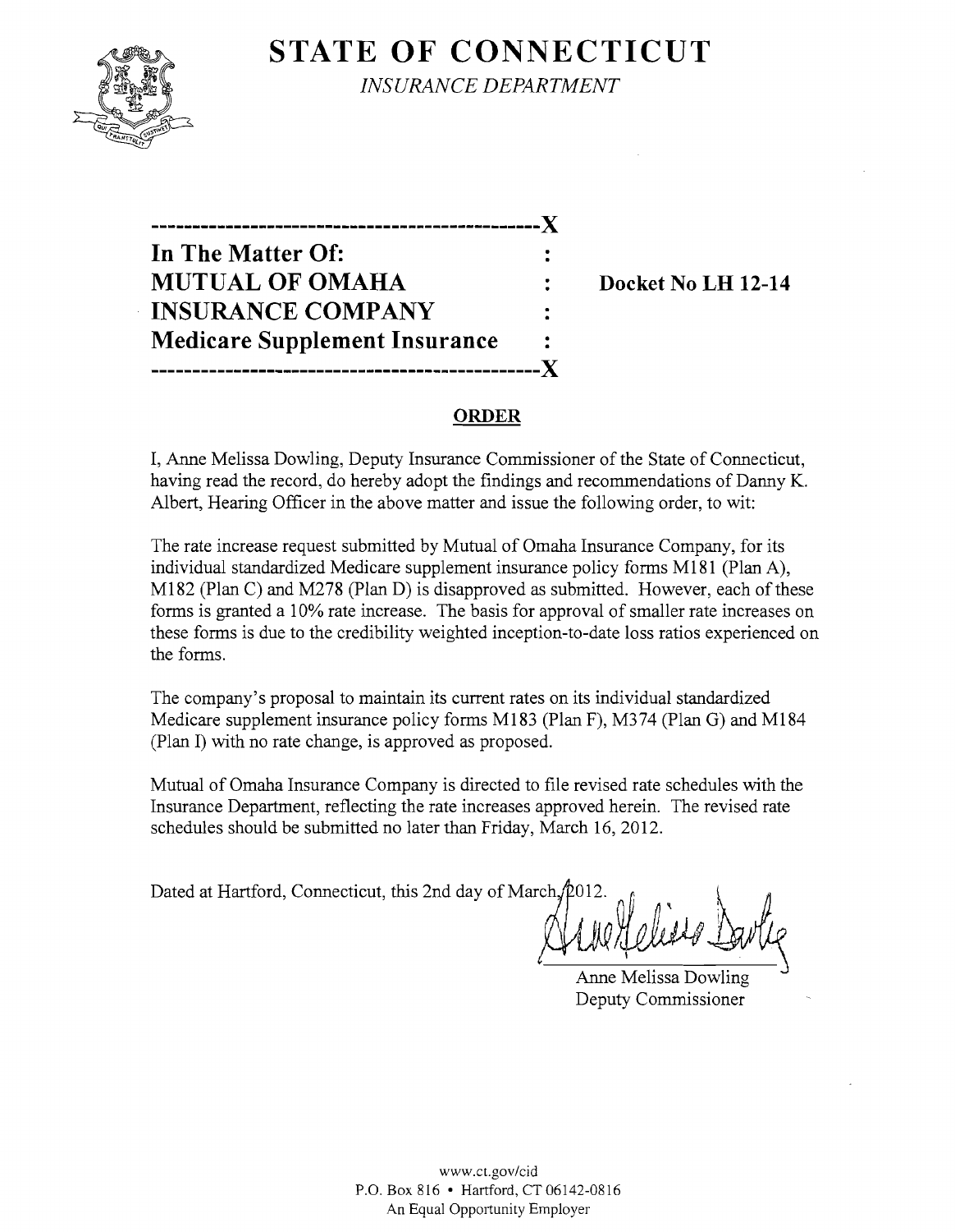# STATE OF CONNECTICUT

*INSURANCE DEPARTMENT*

---

**In The Matter Of:**
**MUTUAL OF OMAHA INSURANCE COMPANY**
**Medicare Supplement Insurance**

---

**Docket No LH 12-14**

## ORDER

I, Anne Melissa Dowling, Deputy Insurance Commissioner of the State of Connecticut, having read the record, do hereby adopt the findings and recommendations of Danny K. Albert, Hearing Officer in the above matter and issue the following order, to wit:

The rate increase request submitted by Mutual of Omaha Insurance Company, for its individual standardized Medicare supplement insurance policy forms M181 (Plan A), M182 (Plan C) and M278 (Plan D) is disapproved as submitted. However, each of these forms is granted a 10% rate increase. The basis for approval of smaller rate increases on these forms is due to the credibility weighted inception-to-date loss ratios experienced on the forms.

The company's proposal to maintain its current rates on its individual standardized Medicare supplement insurance policy forms M183 (Plan F), M374 (Plan G) and M184 (Plan I) with no rate change, is approved as proposed.

Mutual of Omaha Insurance Company is directed to file revised rate schedules with the Insurance Department, reflecting the rate increases approved herein. The revised rate schedules should be submitted no later than Friday, March 16, 2012.

Dated at Hartford, Connecticut, this 2nd day of March, 2012.

Anne Melissa Dowling
Deputy Commissioner

www.ct.gov/cid
P.O. Box 816 • Hartford, CT 06142-0816
An Equal Opportunity Employer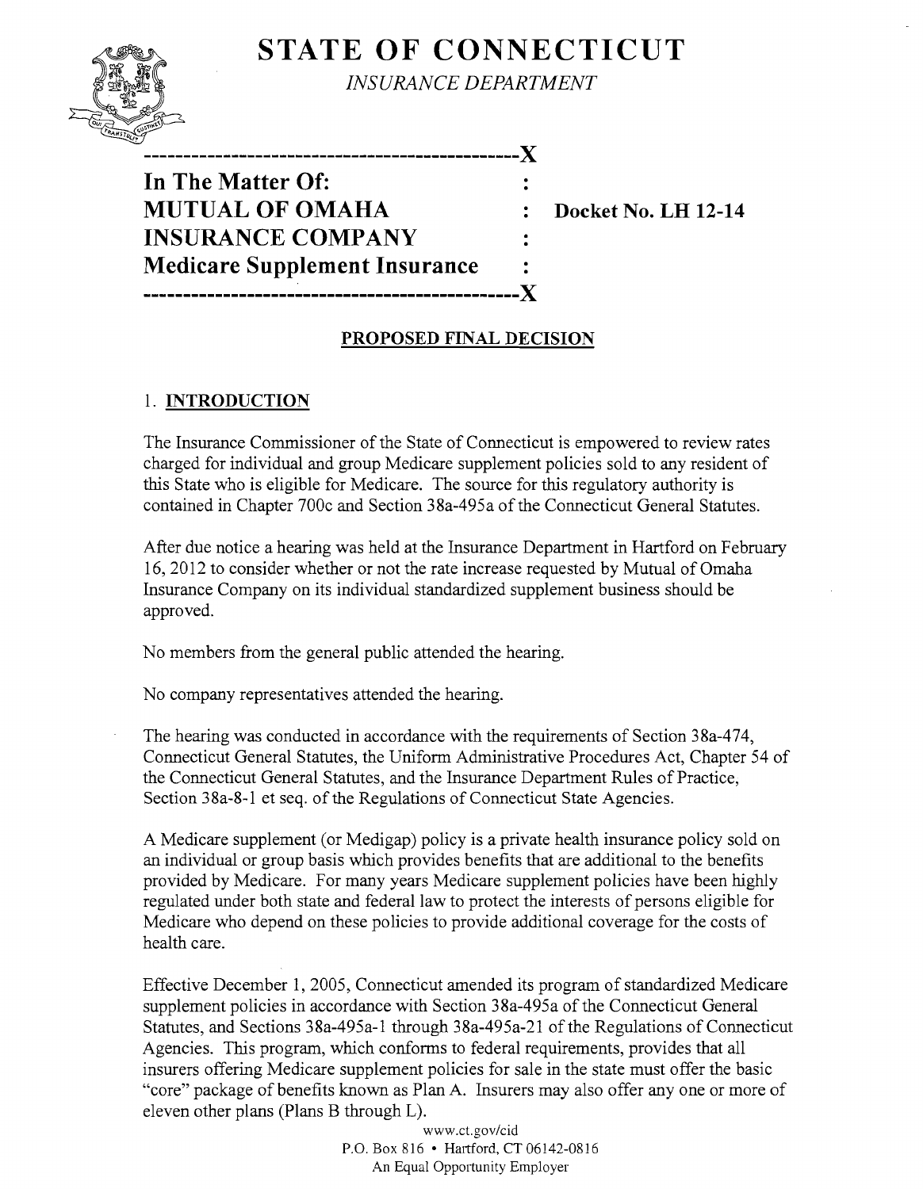# STATE OF CONNECTICUT

*INSURANCE DEPARTMENT*

---

**In The Matter Of:**
**MUTUAL OF OMAHA INSURANCE COMPANY Medicare Supplement Insurance**

**Docket No. LH 12-14**

---

## PROPOSED FINAL DECISION

### 1. INTRODUCTION

The Insurance Commissioner of the State of Connecticut is empowered to review rates charged for individual and group Medicare supplement policies sold to any resident of this State who is eligible for Medicare. The source for this regulatory authority is contained in Chapter 700c and Section 38a-495a of the Connecticut General Statutes.

After due notice a hearing was held at the Insurance Department in Hartford on February 16, 2012 to consider whether or not the rate increase requested by Mutual of Omaha Insurance Company on its individual standardized supplement business should be approved.

No members from the general public attended the hearing.

No company representatives attended the hearing.

The hearing was conducted in accordance with the requirements of Section 38a-474, Connecticut General Statutes, the Uniform Administrative Procedures Act, Chapter 54 of the Connecticut General Statutes, and the Insurance Department Rules of Practice, Section 38a-8-1 et seq. of the Regulations of Connecticut State Agencies.

A Medicare supplement (or Medigap) policy is a private health insurance policy sold on an individual or group basis which provides benefits that are additional to the benefits provided by Medicare. For many years Medicare supplement policies have been highly regulated under both state and federal law to protect the interests of persons eligible for Medicare who depend on these policies to provide additional coverage for the costs of health care.

Effective December 1, 2005, Connecticut amended its program of standardized Medicare supplement policies in accordance with Section 38a-495a of the Connecticut General Statutes, and Sections 38a-495a-1 through 38a-495a-21 of the Regulations of Connecticut Agencies. This program, which conforms to federal requirements, provides that all insurers offering Medicare supplement policies for sale in the state must offer the basic "core" package of benefits known as Plan A. Insurers may also offer any one or more of eleven other plans (Plans B through L).

www.ct.gov/cid
P.O. Box 816 • Hartford, CT 06142-0816
An Equal Opportunity Employer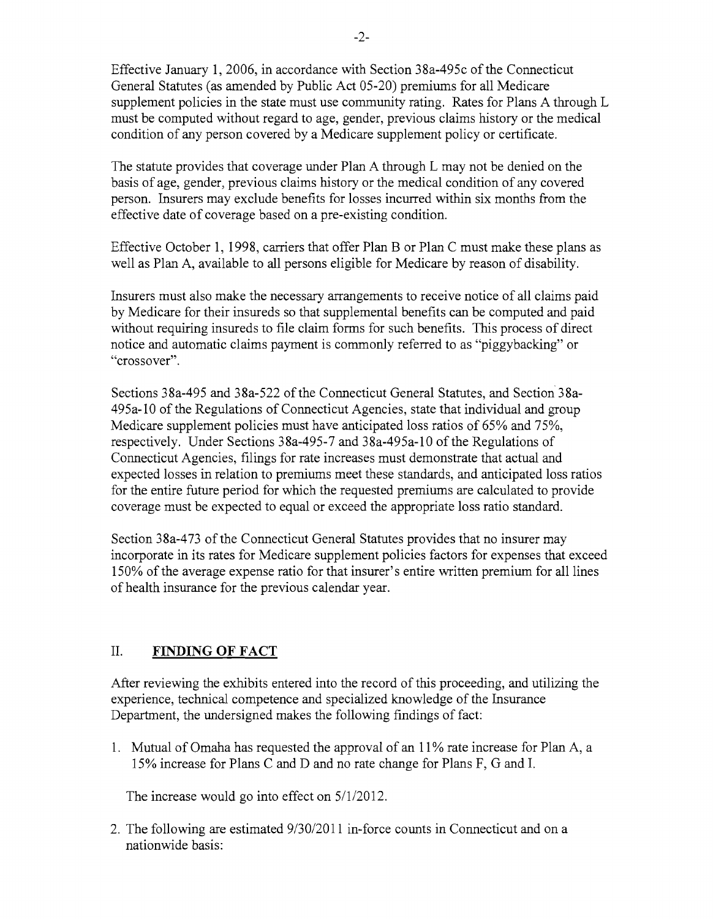Effective January 1, 2006, in accordance with Section 38a-495c of the Connecticut General Statutes (as amended by Public Act 05-20) premiums for all Medicare supplement policies in the state must use community rating. Rates for Plans A through L must be computed without regard to age, gender, previous claims history or the medical condition of any person covered by a Medicare supplement policy or certificate.

The statute provides that coverage under Plan A through L may not be denied on the basis of age, gender, previous claims history or the medical condition of any covered person. Insurers may exclude benefits for losses incurred within six months from the effective date of coverage based on a pre-existing condition.

Effective October 1, 1998, carriers that offer Plan B or Plan C must make these plans as well as Plan A, available to all persons eligible for Medicare by reason of disability.

Insurers must also make the necessary arrangements to receive notice of all claims paid by Medicare for their insureds so that supplemental benefits can be computed and paid without requiring insureds to file claim forms for such benefits. This process of direct notice and automatic claims payment is commonly referred to as "piggybacking" or "crossover".

Sections 38a-495 and 38a-522 of the Connecticut General Statutes, and Section 38a-495a-10 of the Regulations of Connecticut Agencies, state that individual and group Medicare supplement policies must have anticipated loss ratios of 65% and 75%, respectively. Under Sections 38a-495-7 and 38a-495a-10 of the Regulations of Connecticut Agencies, filings for rate increases must demonstrate that actual and expected losses in relation to premiums meet these standards, and anticipated loss ratios for the entire future period for which the requested premiums are calculated to provide coverage must be expected to equal or exceed the appropriate loss ratio standard.

Section 38a-473 of the Connecticut General Statutes provides that no insurer may incorporate in its rates for Medicare supplement policies factors for expenses that exceed 150% of the average expense ratio for that insurer's entire written premium for all lines of health insurance for the previous calendar year.

## II. FINDING OF FACT

After reviewing the exhibits entered into the record of this proceeding, and utilizing the experience, technical competence and specialized knowledge of the Insurance Department, the undersigned makes the following findings of fact:

1. Mutual of Omaha has requested the approval of an 11% rate increase for Plan A, a 15% increase for Plans C and D and no rate change for Plans F, G and I.

   The increase would go into effect on 5/1/2012.

2. The following are estimated 9/30/2011 in-force counts in Connecticut and on a nationwide basis: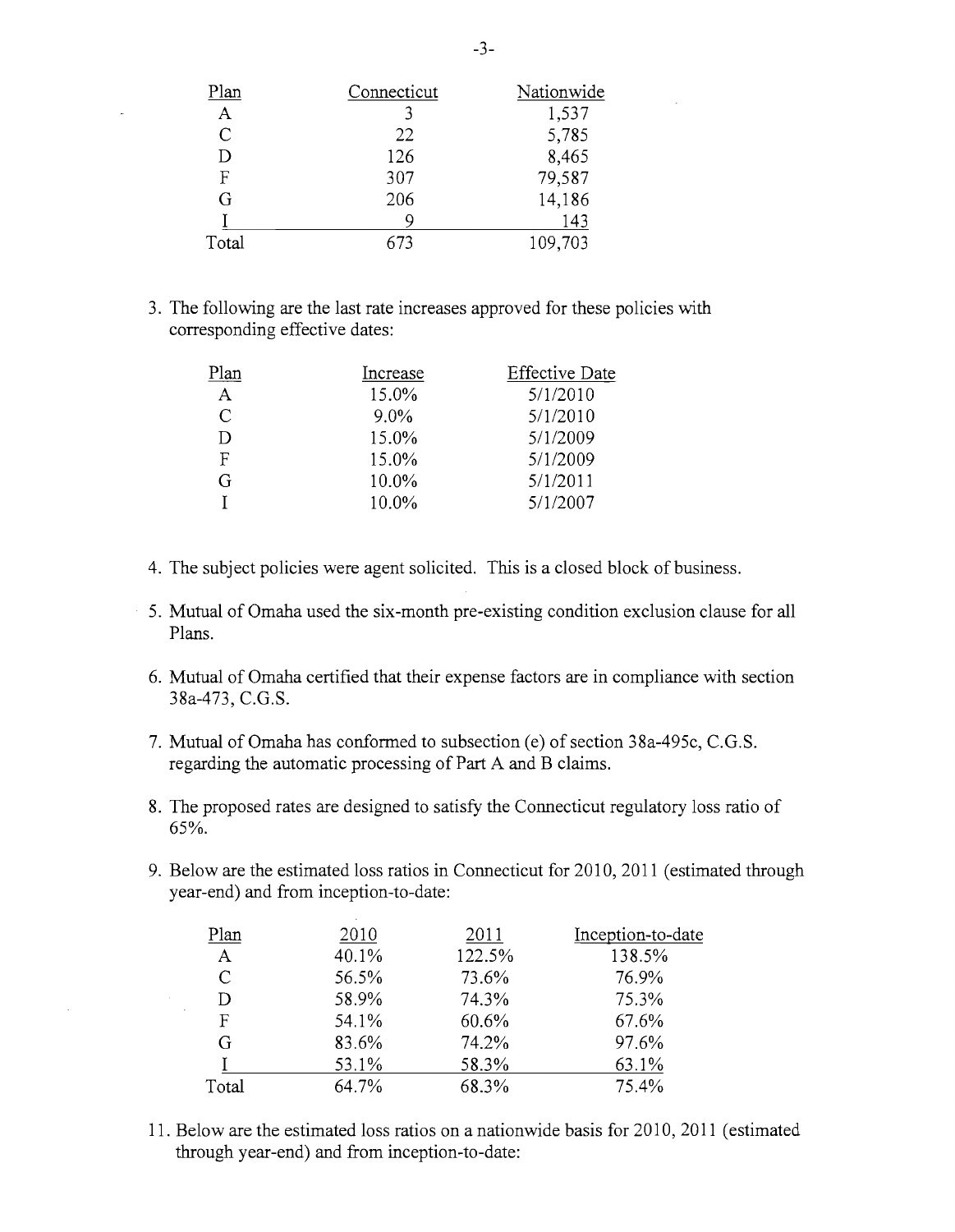| Plan | Connecticut | Nationwide |
|---|---|---|
| A | 3 | 1,537 |
| C | 22 | 5,785 |
| D | 126 | 8,465 |
| F | 307 | 79,587 |
| G | 206 | 14,186 |
| I | 9 | 143 |
| Total | 673 | 109,703 |

3. The following are the last rate increases approved for these policies with corresponding effective dates:

| Plan | Increase | Effective Date |
|---|---|---|
| A | 15.0% | 5/1/2010 |
| C | 9.0% | 5/1/2010 |
| D | 15.0% | 5/1/2009 |
| F | 15.0% | 5/1/2009 |
| G | 10.0% | 5/1/2011 |
| I | 10.0% | 5/1/2007 |

4. The subject policies were agent solicited. This is a closed block of business.

5. Mutual of Omaha used the six-month pre-existing condition exclusion clause for all Plans.

6. Mutual of Omaha certified that their expense factors are in compliance with section 38a-473, C.G.S.

7. Mutual of Omaha has conformed to subsection (e) of section 38a-495c, C.G.S. regarding the automatic processing of Part A and B claims.

8. The proposed rates are designed to satisfy the Connecticut regulatory loss ratio of 65%.

9. Below are the estimated loss ratios in Connecticut for 2010, 2011 (estimated through year-end) and from inception-to-date:

| Plan | 2010 | 2011 | Inception-to-date |
|---|---|---|---|
| A | 40.1% | 122.5% | 138.5% |
| C | 56.5% | 73.6% | 76.9% |
| D | 58.9% | 74.3% | 75.3% |
| F | 54.1% | 60.6% | 67.6% |
| G | 83.6% | 74.2% | 97.6% |
| I | 53.1% | 58.3% | 63.1% |
| Total | 64.7% | 68.3% | 75.4% |

11. Below are the estimated loss ratios on a nationwide basis for 2010, 2011 (estimated through year-end) and from inception-to-date: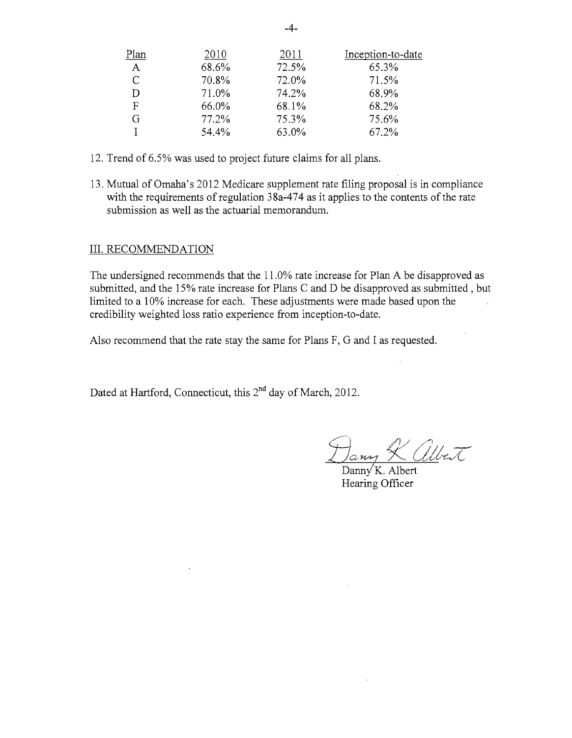| Plan | 2010 | 2011 | Inception-to-date |
|---|---|---|---|
| A | 68.6% | 72.5% | 65.3% |
| C | 70.8% | 72.0% | 71.5% |
| D | 71.0% | 74.2% | 68.9% |
| F | 66.0% | 68.1% | 68.2% |
| G | 77.2% | 75.3% | 75.6% |
| I | 54.4% | 63.0% | 67.2% |

12. Trend of 6.5% was used to project future claims for all plans.

13. Mutual of Omaha's 2012 Medicare supplement rate filing proposal is in compliance with the requirements of regulation 38a-474 as it applies to the contents of the rate submission as well as the actuarial memorandum.

## III. RECOMMENDATION

The undersigned recommends that the 11.0% rate increase for Plan A be disapproved as submitted, and the 15% rate increase for Plans C and D be disapproved as submitted , but limited to a 10% increase for each. These adjustments were made based upon the credibility weighted loss ratio experience from inception-to-date.

Also recommend that the rate stay the same for Plans F, G and I as requested.

Dated at Hartford, Connecticut, this 2nd day of March, 2012.

Danny K. Albert
Hearing Officer